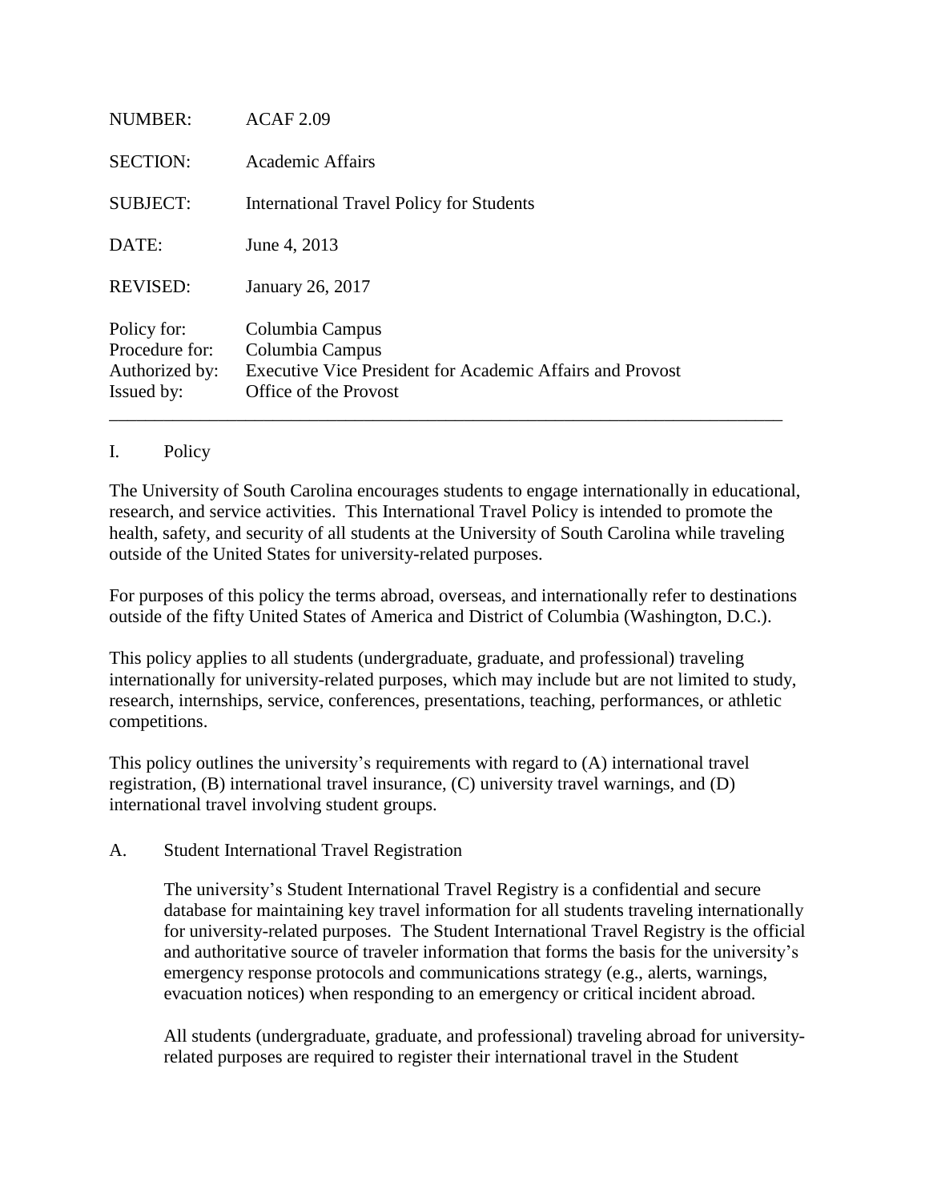| | |
|---|---|
| NUMBER: | ACAF 2.09 |
| SECTION: | Academic Affairs |
| SUBJECT: | International Travel Policy for Students |
| DATE: | June 4, 2013 |
| REVISED: | January 26, 2017 |
| Policy for: | Columbia Campus |
| Procedure for: | Columbia Campus |
| Authorized by: | Executive Vice President for Academic Affairs and Provost |
| Issued by: | Office of the Provost |

---

## I. Policy

The University of South Carolina encourages students to engage internationally in educational, research, and service activities. This International Travel Policy is intended to promote the health, safety, and security of all students at the University of South Carolina while traveling outside of the United States for university-related purposes.

For purposes of this policy the terms abroad, overseas, and internationally refer to destinations outside of the fifty United States of America and District of Columbia (Washington, D.C.).

This policy applies to all students (undergraduate, graduate, and professional) traveling internationally for university-related purposes, which may include but are not limited to study, research, internships, service, conferences, presentations, teaching, performances, or athletic competitions.

This policy outlines the university's requirements with regard to (A) international travel registration, (B) international travel insurance, (C) university travel warnings, and (D) international travel involving student groups.

### A. Student International Travel Registration

The university's Student International Travel Registry is a confidential and secure database for maintaining key travel information for all students traveling internationally for university-related purposes. The Student International Travel Registry is the official and authoritative source of traveler information that forms the basis for the university's emergency response protocols and communications strategy (e.g., alerts, warnings, evacuation notices) when responding to an emergency or critical incident abroad.

All students (undergraduate, graduate, and professional) traveling abroad for university-related purposes are required to register their international travel in the Student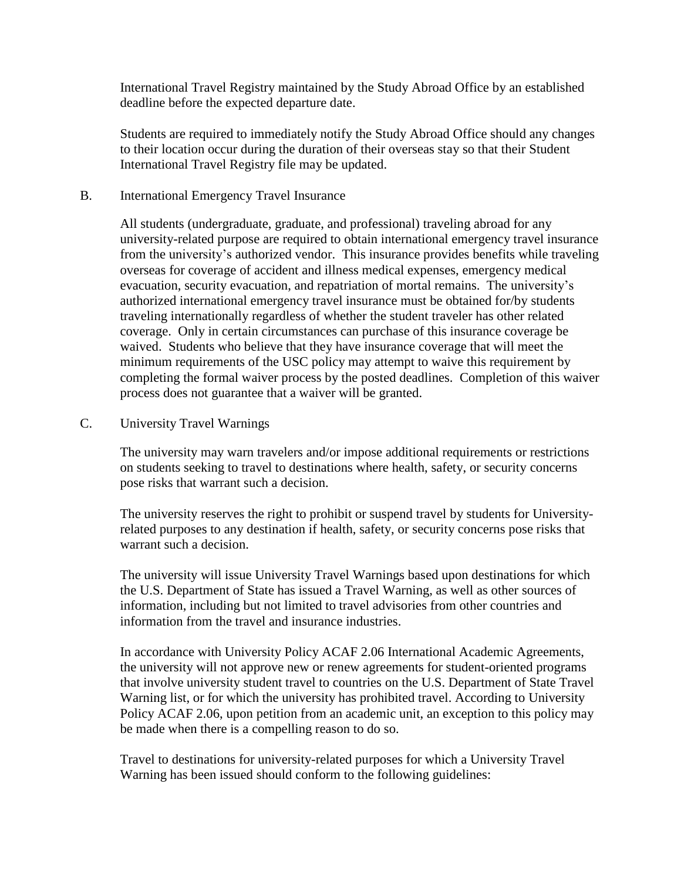International Travel Registry maintained by the Study Abroad Office by an established deadline before the expected departure date.

Students are required to immediately notify the Study Abroad Office should any changes to their location occur during the duration of their overseas stay so that their Student International Travel Registry file may be updated.

B. International Emergency Travel Insurance

All students (undergraduate, graduate, and professional) traveling abroad for any university-related purpose are required to obtain international emergency travel insurance from the university's authorized vendor. This insurance provides benefits while traveling overseas for coverage of accident and illness medical expenses, emergency medical evacuation, security evacuation, and repatriation of mortal remains. The university's authorized international emergency travel insurance must be obtained for/by students traveling internationally regardless of whether the student traveler has other related coverage. Only in certain circumstances can purchase of this insurance coverage be waived. Students who believe that they have insurance coverage that will meet the minimum requirements of the USC policy may attempt to waive this requirement by completing the formal waiver process by the posted deadlines. Completion of this waiver process does not guarantee that a waiver will be granted.

C. University Travel Warnings

The university may warn travelers and/or impose additional requirements or restrictions on students seeking to travel to destinations where health, safety, or security concerns pose risks that warrant such a decision.

The university reserves the right to prohibit or suspend travel by students for University-related purposes to any destination if health, safety, or security concerns pose risks that warrant such a decision.

The university will issue University Travel Warnings based upon destinations for which the U.S. Department of State has issued a Travel Warning, as well as other sources of information, including but not limited to travel advisories from other countries and information from the travel and insurance industries.

In accordance with University Policy ACAF 2.06 International Academic Agreements, the university will not approve new or renew agreements for student-oriented programs that involve university student travel to countries on the U.S. Department of State Travel Warning list, or for which the university has prohibited travel. According to University Policy ACAF 2.06, upon petition from an academic unit, an exception to this policy may be made when there is a compelling reason to do so.

Travel to destinations for university-related purposes for which a University Travel Warning has been issued should conform to the following guidelines: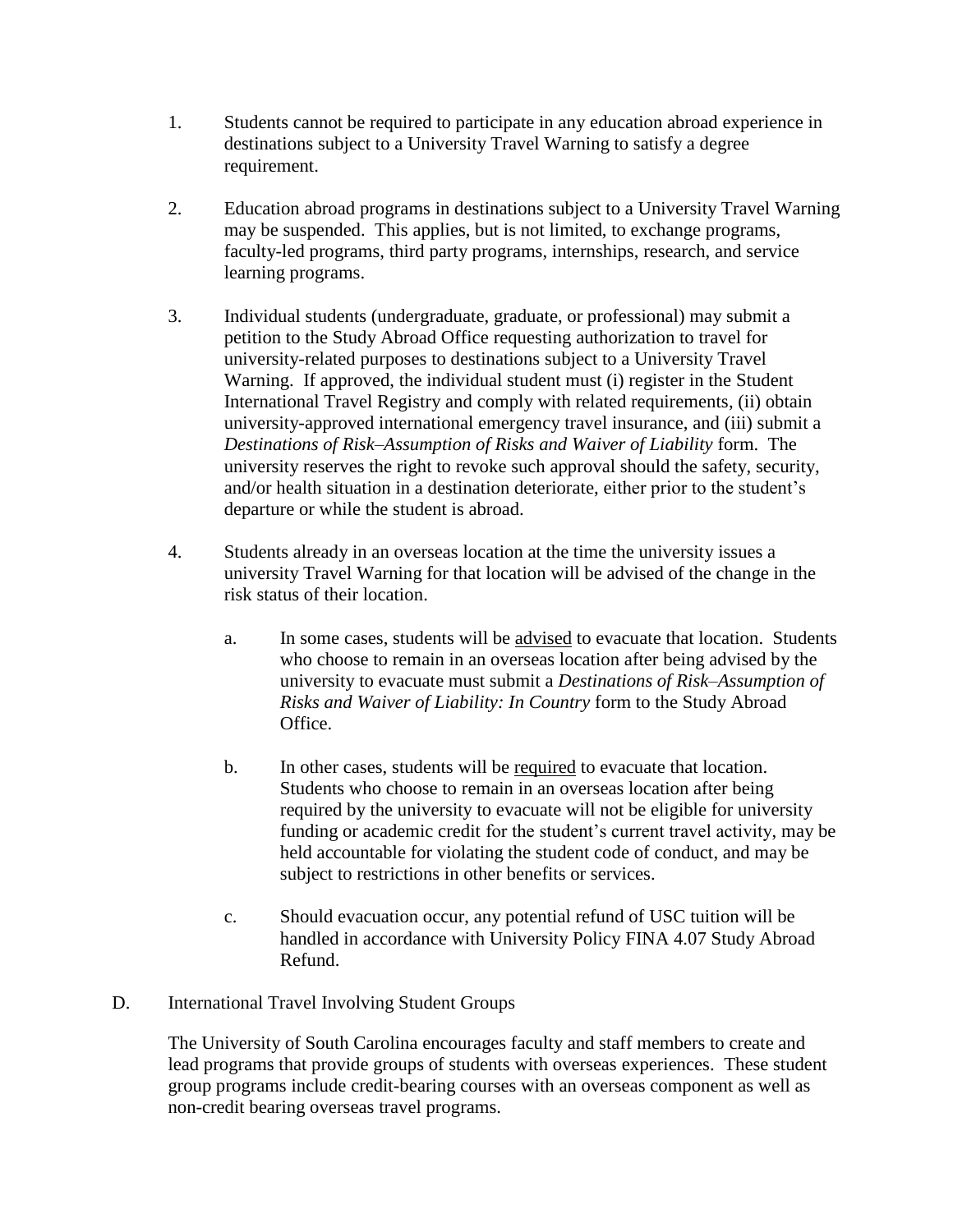1. Students cannot be required to participate in any education abroad experience in destinations subject to a University Travel Warning to satisfy a degree requirement.

2. Education abroad programs in destinations subject to a University Travel Warning may be suspended. This applies, but is not limited, to exchange programs, faculty-led programs, third party programs, internships, research, and service learning programs.

3. Individual students (undergraduate, graduate, or professional) may submit a petition to the Study Abroad Office requesting authorization to travel for university-related purposes to destinations subject to a University Travel Warning. If approved, the individual student must (i) register in the Student International Travel Registry and comply with related requirements, (ii) obtain university-approved international emergency travel insurance, and (iii) submit a *Destinations of Risk–Assumption of Risks and Waiver of Liability* form. The university reserves the right to revoke such approval should the safety, security, and/or health situation in a destination deteriorate, either prior to the student's departure or while the student is abroad.

4. Students already in an overseas location at the time the university issues a university Travel Warning for that location will be advised of the change in the risk status of their location.

   a. In some cases, students will be <u>advised</u> to evacuate that location. Students who choose to remain in an overseas location after being advised by the university to evacuate must submit a *Destinations of Risk–Assumption of Risks and Waiver of Liability: In Country* form to the Study Abroad Office.

   b. In other cases, students will be <u>required</u> to evacuate that location. Students who choose to remain in an overseas location after being required by the university to evacuate will not be eligible for university funding or academic credit for the student's current travel activity, may be held accountable for violating the student code of conduct, and may be subject to restrictions in other benefits or services.

   c. Should evacuation occur, any potential refund of USC tuition will be handled in accordance with University Policy FINA 4.07 Study Abroad Refund.

D. International Travel Involving Student Groups

The University of South Carolina encourages faculty and staff members to create and lead programs that provide groups of students with overseas experiences. These student group programs include credit-bearing courses with an overseas component as well as non-credit bearing overseas travel programs.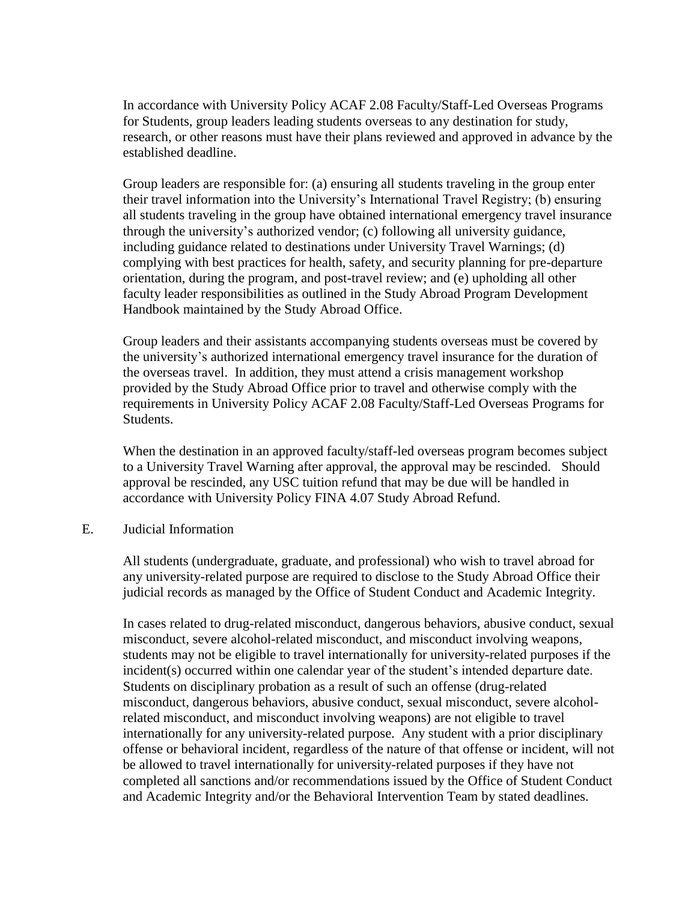In accordance with University Policy ACAF 2.08 Faculty/Staff-Led Overseas Programs for Students, group leaders leading students overseas to any destination for study, research, or other reasons must have their plans reviewed and approved in advance by the established deadline.

Group leaders are responsible for: (a) ensuring all students traveling in the group enter their travel information into the University's International Travel Registry; (b) ensuring all students traveling in the group have obtained international emergency travel insurance through the university's authorized vendor; (c) following all university guidance, including guidance related to destinations under University Travel Warnings; (d) complying with best practices for health, safety, and security planning for pre-departure orientation, during the program, and post-travel review; and (e) upholding all other faculty leader responsibilities as outlined in the Study Abroad Program Development Handbook maintained by the Study Abroad Office.

Group leaders and their assistants accompanying students overseas must be covered by the university's authorized international emergency travel insurance for the duration of the overseas travel. In addition, they must attend a crisis management workshop provided by the Study Abroad Office prior to travel and otherwise comply with the requirements in University Policy ACAF 2.08 Faculty/Staff-Led Overseas Programs for Students.

When the destination in an approved faculty/staff-led overseas program becomes subject to a University Travel Warning after approval, the approval may be rescinded. Should approval be rescinded, any USC tuition refund that may be due will be handled in accordance with University Policy FINA 4.07 Study Abroad Refund.

E. Judicial Information

All students (undergraduate, graduate, and professional) who wish to travel abroad for any university-related purpose are required to disclose to the Study Abroad Office their judicial records as managed by the Office of Student Conduct and Academic Integrity.

In cases related to drug-related misconduct, dangerous behaviors, abusive conduct, sexual misconduct, severe alcohol-related misconduct, and misconduct involving weapons, students may not be eligible to travel internationally for university-related purposes if the incident(s) occurred within one calendar year of the student's intended departure date. Students on disciplinary probation as a result of such an offense (drug-related misconduct, dangerous behaviors, abusive conduct, sexual misconduct, severe alcohol-related misconduct, and misconduct involving weapons) are not eligible to travel internationally for any university-related purpose. Any student with a prior disciplinary offense or behavioral incident, regardless of the nature of that offense or incident, will not be allowed to travel internationally for university-related purposes if they have not completed all sanctions and/or recommendations issued by the Office of Student Conduct and Academic Integrity and/or the Behavioral Intervention Team by stated deadlines.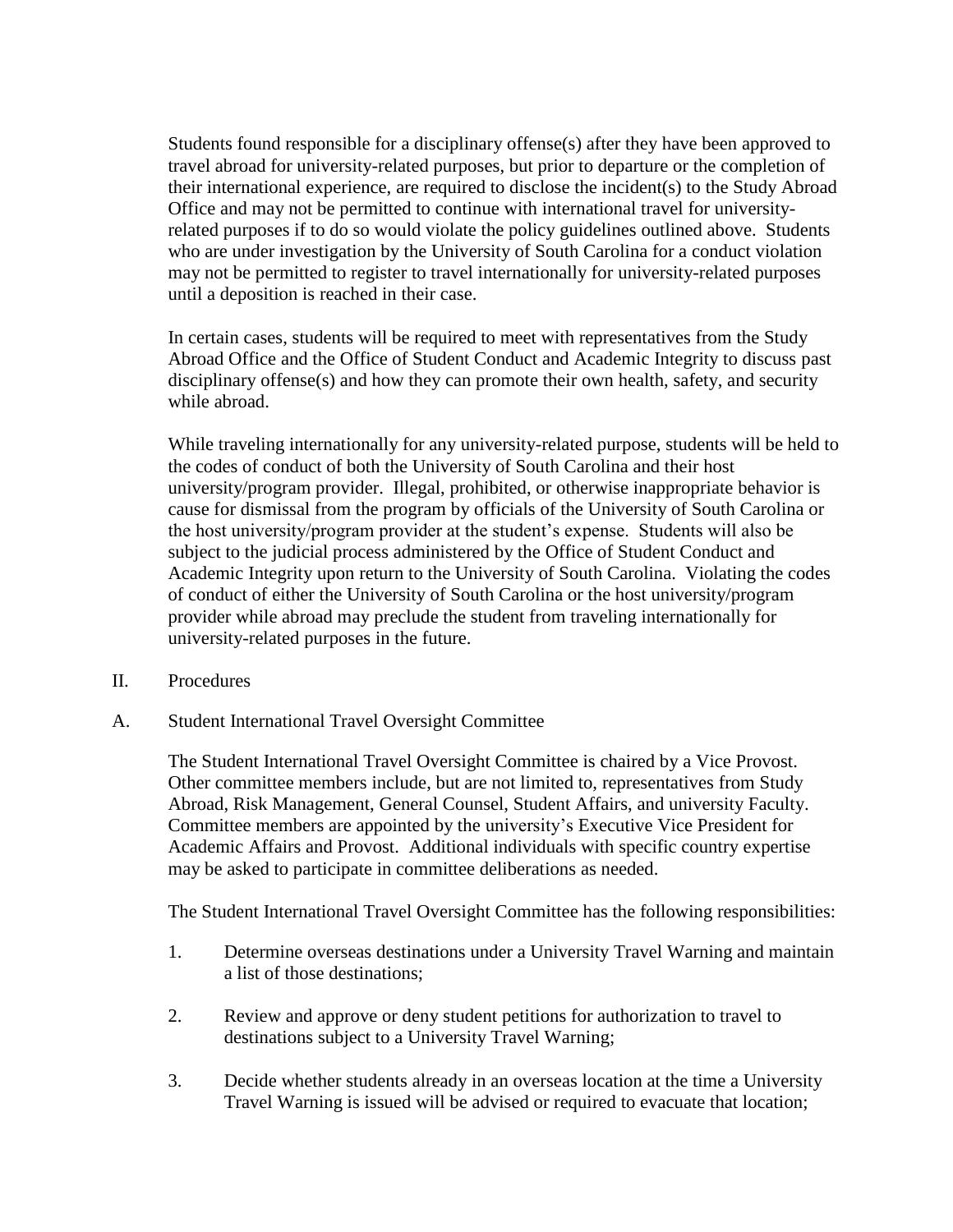Students found responsible for a disciplinary offense(s) after they have been approved to travel abroad for university-related purposes, but prior to departure or the completion of their international experience, are required to disclose the incident(s) to the Study Abroad Office and may not be permitted to continue with international travel for university-related purposes if to do so would violate the policy guidelines outlined above. Students who are under investigation by the University of South Carolina for a conduct violation may not be permitted to register to travel internationally for university-related purposes until a deposition is reached in their case.

In certain cases, students will be required to meet with representatives from the Study Abroad Office and the Office of Student Conduct and Academic Integrity to discuss past disciplinary offense(s) and how they can promote their own health, safety, and security while abroad.

While traveling internationally for any university-related purpose, students will be held to the codes of conduct of both the University of South Carolina and their host university/program provider. Illegal, prohibited, or otherwise inappropriate behavior is cause for dismissal from the program by officials of the University of South Carolina or the host university/program provider at the student's expense. Students will also be subject to the judicial process administered by the Office of Student Conduct and Academic Integrity upon return to the University of South Carolina. Violating the codes of conduct of either the University of South Carolina or the host university/program provider while abroad may preclude the student from traveling internationally for university-related purposes in the future.

## II. Procedures

### A. Student International Travel Oversight Committee

The Student International Travel Oversight Committee is chaired by a Vice Provost. Other committee members include, but are not limited to, representatives from Study Abroad, Risk Management, General Counsel, Student Affairs, and university Faculty. Committee members are appointed by the university's Executive Vice President for Academic Affairs and Provost. Additional individuals with specific country expertise may be asked to participate in committee deliberations as needed.

The Student International Travel Oversight Committee has the following responsibilities:

1. Determine overseas destinations under a University Travel Warning and maintain a list of those destinations;
2. Review and approve or deny student petitions for authorization to travel to destinations subject to a University Travel Warning;
3. Decide whether students already in an overseas location at the time a University Travel Warning is issued will be advised or required to evacuate that location;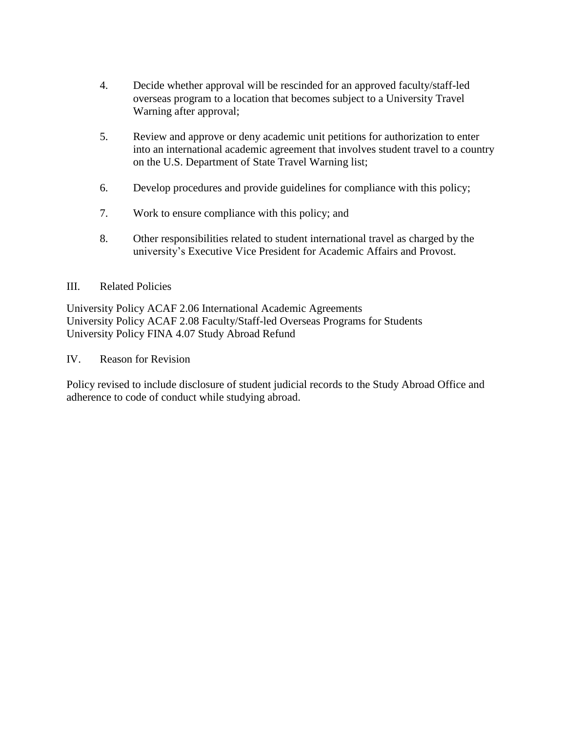4. Decide whether approval will be rescinded for an approved faculty/staff-led overseas program to a location that becomes subject to a University Travel Warning after approval;

5. Review and approve or deny academic unit petitions for authorization to enter into an international academic agreement that involves student travel to a country on the U.S. Department of State Travel Warning list;

6. Develop procedures and provide guidelines for compliance with this policy;

7. Work to ensure compliance with this policy; and

8. Other responsibilities related to student international travel as charged by the university's Executive Vice President for Academic Affairs and Provost.

## III. Related Policies

University Policy ACAF 2.06 International Academic Agreements
University Policy ACAF 2.08 Faculty/Staff-led Overseas Programs for Students
University Policy FINA 4.07 Study Abroad Refund

## IV. Reason for Revision

Policy revised to include disclosure of student judicial records to the Study Abroad Office and adherence to code of conduct while studying abroad.